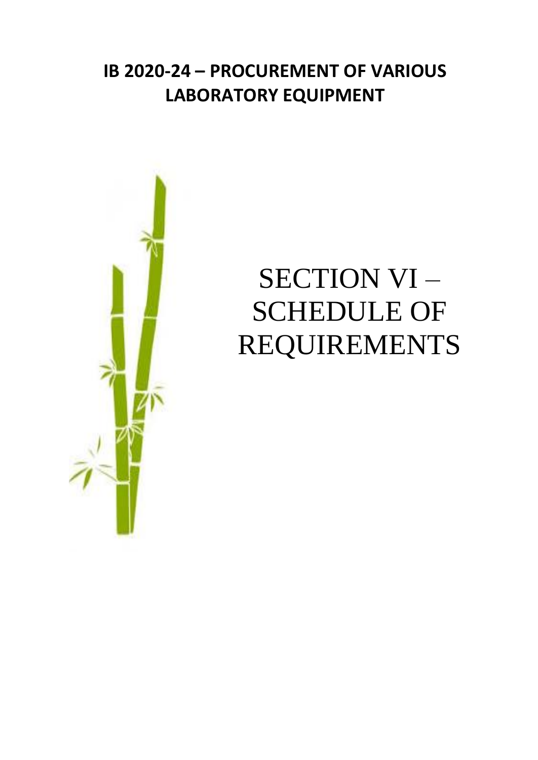# IB 2020-24 – PROCUREMENT OF VARIOUS LABORATORY EQUIPMENT

# SECTION VI – SCHEDULE OF REQUIREMENTS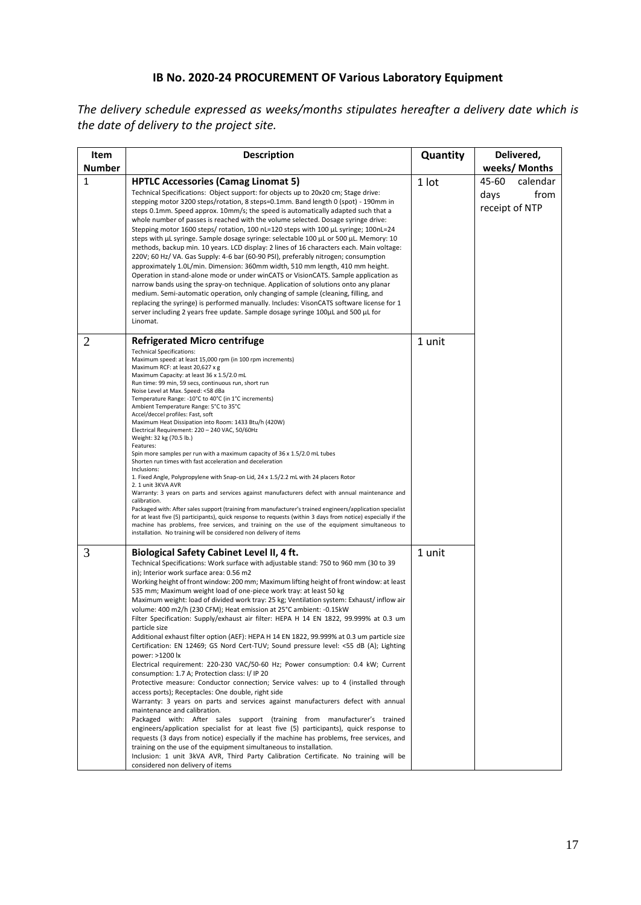**IB No. 2020-24 PROCUREMENT OF Various Laboratory Equipment**

*The delivery schedule expressed as weeks/months stipulates hereafter a delivery date which is the date of delivery to the project site.*

| Item Number | Description | Quantity | Delivered, weeks/ Months |
|---|---|---|---|
| 1 | **HPTLC Accessories (Camag Linomat 5)**<br>Technical Specifications: Object support: for objects up to 20x20 cm; Stage drive: stepping motor 3200 steps/rotation, 8 steps=0.1mm. Band length 0 (spot) - 190mm in steps 0.1mm. Speed approx. 10mm/s; the speed is automatically adapted such that a whole number of passes is reached with the volume selected. Dosage syringe drive: Stepping motor 1600 steps/ rotation, 100 nL=120 steps with 100 µL syringe; 100nL=24 steps with µL syringe. Sample dosage syringe: selectable 100 µL or 500 µL. Memory: 10 methods, backup min. 10 years. LCD display: 2 lines of 16 characters each. Main voltage: 220V; 60 Hz/ VA. Gas Supply: 4-6 bar (60-90 PSI), preferably nitrogen; consumption approximately 1.0L/min. Dimension: 360mm width, 510 mm length, 410 mm height. Operation in stand-alone mode or under winCATS or VisionCATS. Sample application as narrow bands using the spray-on technique. Application of solutions onto any planar medium. Semi-automatic operation, only changing of sample (cleaning, filling, and replacing the syringe) is performed manually. Includes: VisonCATS software license for 1 server including 2 years free update. Sample dosage syringe 100µL and 500 µL for Linomat. | 1 lot | 45-60 calendar days from receipt of NTP |
| 2 | **Refrigerated Micro centrifuge**<br>Technical Specifications:<br>Maximum speed: at least 15,000 rpm (in 100 rpm increments)<br>Maximum RCF: at least 20,627 x g<br>Maximum Capacity: at least 36 x 1.5/2.0 mL<br>Run time: 99 min, 59 secs, continuous run, short run<br>Noise Level at Max. Speed: <58 dBa<br>Temperature Range: -10°C to 40°C (in 1°C increments)<br>Ambient Temperature Range: 5°C to 35°C<br>Accel/deccel profiles: Fast, soft<br>Maximum Heat Dissipation into Room: 1433 Btu/h (420W)<br>Electrical Requirement: 220 – 240 VAC, 50/60Hz<br>Weight: 32 kg (70.5 lb.)<br>Features:<br>Spin more samples per run with a maximum capacity of 36 x 1.5/2.0 mL tubes<br>Shorten run times with fast acceleration and deceleration<br>Inclusions:<br>1. Fixed Angle, Polypropylene with Snap-on Lid, 24 x 1.5/2.2 mL with 24 placers Rotor<br>2. 1 unit 3KVA AVR<br>Warranty: 3 years on parts and services against manufacturers defect with annual maintenance and calibration.<br>Packaged with: After sales support (training from manufacturer's trained engineers/application specialist for at least five (5) participants), quick response to requests (within 3 days from notice) especially if the machine has problems, free services, and training on the use of the equipment simultaneous to installation. No training will be considered non delivery of items | 1 unit | |
| 3 | **Biological Safety Cabinet Level II, 4 ft.**<br>Technical Specifications: Work surface with adjustable stand: 750 to 960 mm (30 to 39 in); Interior work surface area: 0.56 m2<br>Working height of front window: 200 mm; Maximum lifting height of front window: at least 535 mm; Maximum weight load of one-piece work tray: at least 50 kg<br>Maximum weight: load of divided work tray: 25 kg; Ventilation system: Exhaust/ inflow air volume: 400 m2/h (230 CFM); Heat emission at 25°C ambient: -0.15kW<br>Filter Specification: Supply/exhaust air filter: HEPA H 14 EN 1822, 99.999% at 0.3 um particle size<br>Additional exhaust filter option (AEF): HEPA H 14 EN 1822, 99.999% at 0.3 um particle size<br>Certification: EN 12469; GS Nord Cert-TUV; Sound pressure level: <55 dB (A); Lighting power: >1200 lx<br>Electrical requirement: 220-230 VAC/50-60 Hz; Power consumption: 0.4 kW; Current consumption: 1.7 A; Protection class: I/ IP 20<br>Protective measure: Conductor connection; Service valves: up to 4 (installed through access ports); Receptacles: One double, right side<br>Warranty: 3 years on parts and services against manufacturers defect with annual maintenance and calibration.<br>Packaged with: After sales support (training from manufacturer's trained engineers/application specialist for at least five (5) participants), quick response to requests (3 days from notice) especially if the machine has problems, free services, and training on the use of the equipment simultaneous to installation.<br>Inclusion: 1 unit 3kVA AVR, Third Party Calibration Certificate. No training will be considered non delivery of items | 1 unit | |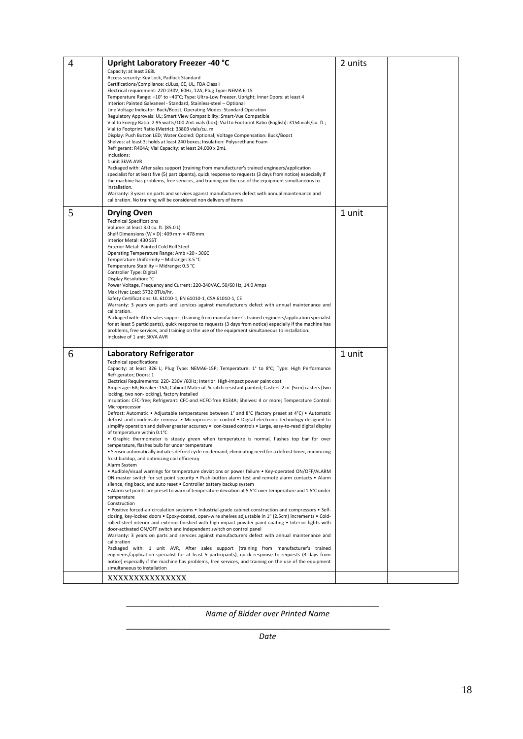| | | | |
|---|---|---|---|
| 4 | **Upright Laboratory Freezer -40 °C**<br>Capacity: at least 368L<br>Access security: Key Lock, Padlock Standard<br>Certifications/Compliance: cULus, CE, UL, FDA Class I<br>Electrical requirement: 220-230V, 60Hz, 12A; Plug Type: NEMA 6-15<br>Temperature Range: −10° to −40°C; Type: Ultra-Low Freezer, Upright; Inner Doors: at least 4<br>Interior: Painted Galvaneel - Standard, Stainless-steel – Optional<br>Line Voltage Indicator: Buck/Boost; Operating Modes: Standard Operation<br>Regulatory Approvals: UL; Smart View Compatibility: Smart-Vue Compatible<br>Vial to Energy Ratio: 2.95 watts/100 2mL vials (box); Vial to Footprint Ratio (English): 3154 vials/cu. ft.;<br>Vial to Footprint Ratio (Metric): 33803 vials/cu. m<br>Display: Push Button LED; Water Cooled: Optional; Voltage Compensation: Buck/Boost<br>Shelves: at least 3; holds at least 240 boxes; Insulation: Polyurethane Foam<br>Refrigerant: R404A; Vial Capacity: at least 24,000 x 2mL<br>Inclusions:<br>1 unit 3kVA AVR<br>Packaged with: After sales support (training from manufacturer's trained engineers/application specialist for at least five (5) participants), quick response to requests (3 days from notice) especially if the machine has problems, free services, and training on the use of the equipment simultaneous to installation.<br>Warranty: 3 years on parts and services against manufacturers defect with annual maintenance and calibration. No training will be considered non delivery of items | 2 units | |
| 5 | **Drying Oven**<br>Technical Specifications<br>Volume: at least 3.0 cu. ft. (85.0 L)<br>Shelf Dimensions (W × D): 409 mm × 478 mm<br>Interior Metal: 430 SST<br>Exterior Metal: Painted Cold Roll Steel<br>Operating Temperature Range: Amb +20 - 306C<br>Temperature Uniformity – Midrange: 3.5 °C<br>Temperature Stability – Midrange: 0.3 °C<br>Controller Type: Digital<br>Display Resolution: °C<br>Power Voltage, Frequency and Current: 220-240VAC, 50/60 Hz, 14.0 Amps<br>Max Hvac Load: 5732 BTUs/hr.<br>Safety Certifications: UL 61010-1, EN 61010-1, CSA 61010-1, CE<br>Warranty: 3 years on parts and services against manufacturers defect with annual maintenance and calibration.<br>Packaged with: After sales support (training from manufacturer's trained engineers/application specialist for at least 5 participants), quick response to requests (3 days from notice) especially if the machine has problems, free services, and training on the use of the equipment simultaneous to installation.<br>Inclusive of 1 unit 3KVA AVR | 1 unit | |
| 6 | **Laboratory Refrigerator**<br>Technical specifications<br>Capacity: at least 326 L; Plug Type: NEMA6-15P; Temperature: 1° to 8°C; Type: High Performance Refrigerator; Doors: 1<br>Electrical Requirements: 220- 230V /60Hz; Interior: High-impact power paint coat<br>Amperage: 6A; Breaker: 15A; Cabinet Material: Scratch-resistant painted; Casters: 2 in. (5cm) casters (two locking, two non-locking), factory installed<br>Insulation: CFC-free; Refrigerant: CFC-and HCFC-free R134A; Shelves: 4 or more; Temperature Control: Microprocessor<br>Defrost: Automatic • Adjustable temperatures between 1° and 8°C (factory preset at 4°C) • Automatic defrost and condensate removal • Microprocessor control • Digital electronic technology designed to simplify operation and deliver greater accuracy • Icon-based controls • Large, easy-to-read digital display of temperature within 0.1°C<br>• Graphic thermometer is steady green when temperature is normal, flashes top bar for over temperature, flashes bulb for under temperature<br>• Sensor automatically initiates defrost cycle on demand, eliminating need for a defrost timer, minimizing frost buildup, and optimizing coil efficiency<br>Alarm System<br>• Audible/visual warnings for temperature deviations or power failure • Key-operated ON/OFF/ALARM ON master switch for set point security • Push-button alarm test and remote alarm contacts • Alarm silence, ring back, and auto reset • Controller battery backup system<br>• Alarm set points are preset to warn of temperature deviation at 5.5°C over temperature and 1.5°C under temperature<br>Construction<br>• Positive forced-air circulation systems • Industrial-grade cabinet construction and compressors • Self-closing, key-locked doors • Epoxy-coated, open-wire shelves adjustable in 1" (2.5cm) increments • Cold-rolled steel interior and exterior finished with high-impact powder paint coating • Interior lights with door-activated ON/OFF switch and independent switch on control panel<br>Warranty: 3 years on parts and services against manufacturers defect with annual maintenance and calibration<br>Packaged with: 1 unit AVR, After sales support (training from manufacturer's trained engineers/application specialist for at least 5 participants), quick response to requests (3 days from notice) especially if the machine has problems, free services, and training on the use of the equipment simultaneous to installation | 1 unit | |
| | XXXXXXXXXXXXXXX | | |

_______________________________________________

*Name of Bidder over Printed Name*

_______________________________________________

*Date*